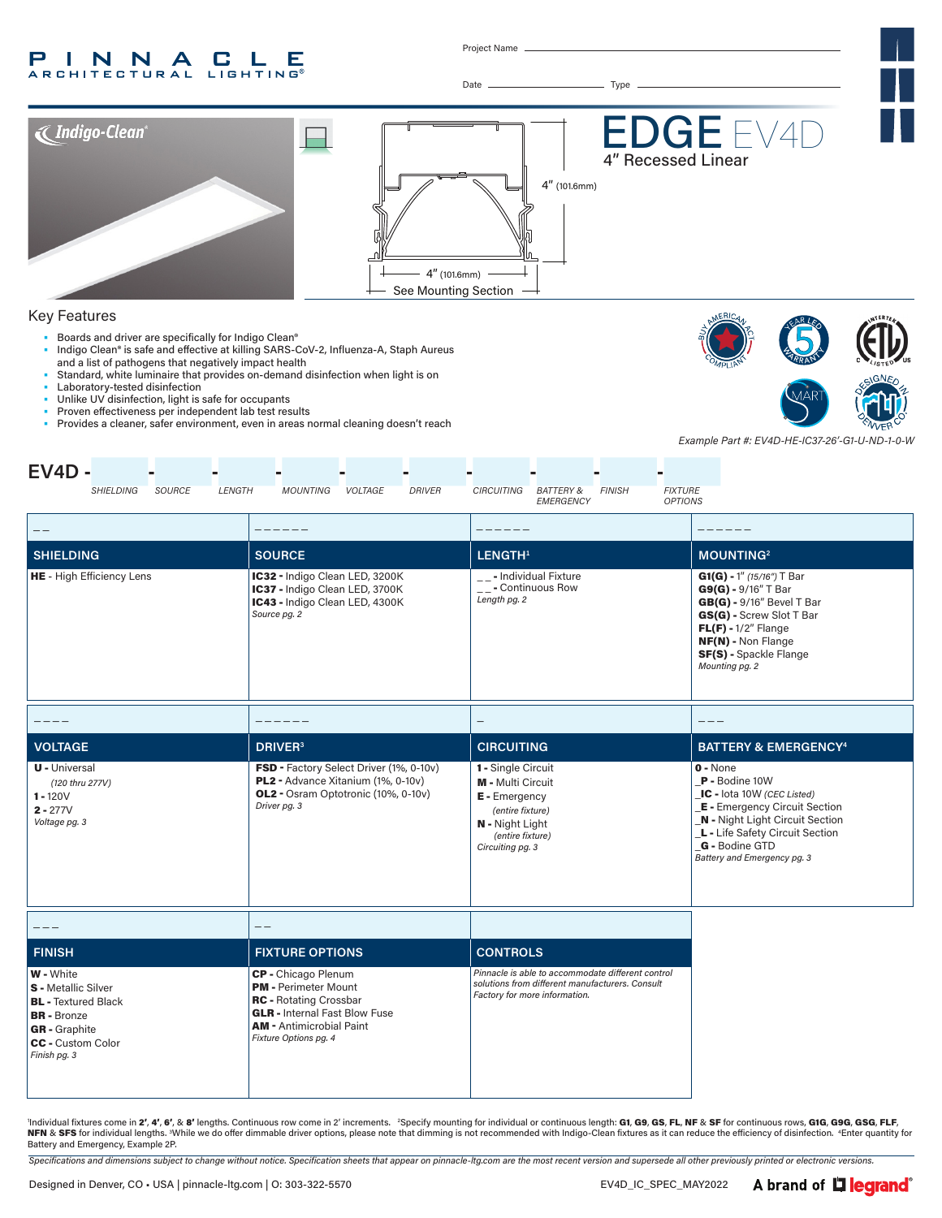# PINNACLE ARCHITECTURAL LIGHTING®

Project Name ______________________

Date ______________ Type ______________________

# EDGE EV4D

## 4" Recessed Linear

Indigo-Clean®

4" (101.6mm)

4" (101.6mm)

See Mounting Section

## Key Features

- Boards and driver are specifically for Indigo Clean®
- Indigo Clean® is safe and effective at killing SARS-CoV-2, Influenza-A, Staph Aureus and a list of pathogens that negatively impact health
- Standard, white luminaire that provides on-demand disinfection when light is on
- Laboratory-tested disinfection
- Unlike UV disinfection, light is safe for occupants
- Proven effectiveness per independent lab test results
- Provides a cleaner, safer environment, even in areas normal cleaning doesn't reach

*Example Part #: EV4D-HE-IC37-26'-G1-U-ND-1-0-W*

**EV4D -** ____ - ____ - ____ - ____ - ____ - ____ - ____ - ____ - ____ - ____

SHIELDING | SOURCE | LENGTH | MOUNTING | VOLTAGE | DRIVER | CIRCUITING | BATTERY & EMERGENCY | FINISH | FIXTURE OPTIONS

| _ _ | _ _ _ _ _ _ | _ _ _ _ _ _ | _ _ _ _ _ _ |
|---|---|---|---|
| **SHIELDING** | **SOURCE** | **LENGTH**[1] | **MOUNTING**[2] |
| **HE** - High Efficiency Lens | **IC32** - Indigo Clean LED, 3200K<br>**IC37** - Indigo Clean LED, 3700K<br>**IC43** - Indigo Clean LED, 4300K<br>*Source pg. 2* | _ _ - Individual Fixture<br>_ _ - Continuous Row<br>*Length pg. 2* | **G1(G)** - 1" *(15/16")* T Bar<br>**G9(G)** - 9/16" T Bar<br>**GB(G)** - 9/16" Bevel T Bar<br>**GS(G)** - Screw Slot T Bar<br>**FL(F)** - 1/2" Flange<br>**NF(N)** - Non Flange<br>**SF(S)** - Spackle Flange<br>*Mounting pg. 2* |

| _ _ _ _ | _ _ _ _ _ _ | _ | _ _ _ |
|---|---|---|---|
| **VOLTAGE** | **DRIVER**[3] | **CIRCUITING** | **BATTERY & EMERGENCY**[4] |
| **U** - Universal<br>*(120 thru 277V)*<br>**1** - 120V<br>**2** - 277V<br>*Voltage pg. 3* | **FSD** - Factory Select Driver (1%, 0-10v)<br>**PL2** - Advance Xitanium (1%, 0-10v)<br>**OL2** - Osram Optotronic (10%, 0-10v)<br>*Driver pg. 3* | **1** - Single Circuit<br>**M** - Multi Circuit<br>**E** - Emergency<br>*(entire fixture)*<br>**N** - Night Light<br>*(entire fixture)*<br>*Circuiting pg. 3* | **0** - None<br>_**P** - Bodine 10W<br>_**IC** - Iota 10W *(CEC Listed)*<br>_**E** - Emergency Circuit Section<br>_**N** - Night Light Circuit Section<br>_**L** - Life Safety Circuit Section<br>_**G** - Bodine GTD<br>*Battery and Emergency pg. 3* |

| _ _ _ | _ _ | |
|---|---|---|
| **FINISH** | **FIXTURE OPTIONS** | **CONTROLS** |
| **W** - White<br>**S** - Metallic Silver<br>**BL** - Textured Black<br>**BR** - Bronze<br>**GR** - Graphite<br>**CC** - Custom Color<br>*Finish pg. 3* | **CP** - Chicago Plenum<br>**PM** - Perimeter Mount<br>**RC** - Rotating Crossbar<br>**GLR** - Internal Fast Blow Fuse<br>**AM** - Antimicrobial Paint<br>*Fixture Options pg. 4* | *Pinnacle is able to accommodate different control solutions from different manufacturers. Consult Factory for more information.* |

[1]Individual fixtures come in **2'**, **4'**, **6'**, & **8'** lengths. Continuous row come in 2' increments. [2]Specify mounting for individual or continuous length: **G1**, **G9**, **GS**, **FL**, **NF** & **SF** for continuous rows, **G1G**, **G9G**, **GSG**, **FLF**, **NFN** & **SFS** for individual lengths. [3]While we do offer dimmable driver options, please note that dimming is not recommended with Indigo-Clean fixtures as it can reduce the efficiency of disinfection. [4]Enter quantity for Battery and Emergency, Example 2P.

*Specifications and dimensions subject to change without notice. Specification sheets that appear on pinnacle-ltg.com are the most recent version and supersede all other previously printed or electronic versions.*

Designed in Denver, CO • USA | pinnacle-ltg.com | O: 303-322-5570

EV4D_IC_SPEC_MAY2022

A brand of legrand®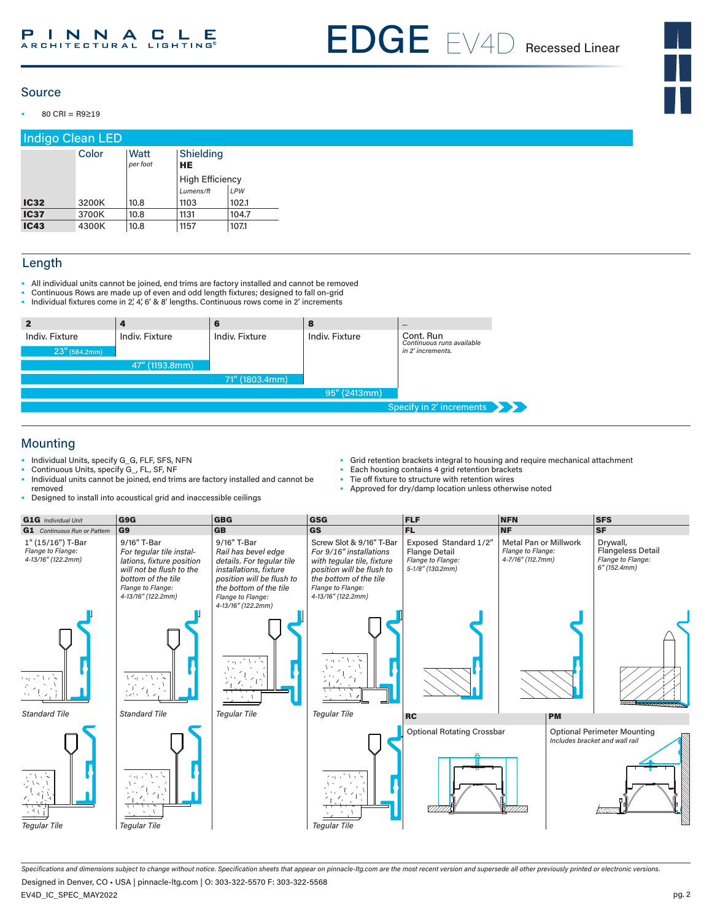## Source

- 80 CRI = R9≥19

## Indigo Clean LED

| | Color | Watt *per foot* | Shielding HE High Efficiency *Lumens/ft* | *LPW* |
|---|---|---|---|---|
| **IC32** | 3200K | 10.8 | 1103 | 102.1 |
| **IC37** | 3700K | 10.8 | 1131 | 104.7 |
| **IC43** | 4300K | 10.8 | 1157 | 107.1 |

## Length

- All individual units cannot be joined, end trims are factory installed and cannot be removed
- Continuous Rows are made up of even and odd length fixtures; designed to fall on-grid
- Individual fixtures come in 2', 4', 6' & 8' lengths. Continuous rows come in 2' increments

| 2 | 4 | 6 | 8 | – |
|---|---|---|---|---|
| Indiv. Fixture | Indiv. Fixture | Indiv. Fixture | Indiv. Fixture | Cont. Run *Continuous runs available in 2' increments.* |
| 23" (584.2mm) | 47" (1193.8mm) | 71" (1803.4mm) | 95" (2413mm) | Specify in 2' increments |

## Mounting

- Individual Units, specify G_G, FLF, SFS, NFN
- Continuous Units, specify G_, FL, SF, NF
- Individual units cannot be joined, end trims are factory installed and cannot be removed
- Designed to install into acoustical grid and inaccessible ceilings
- Grid retention brackets integral to housing and require mechanical attachment
- Each housing contains 4 grid retention brackets
- Tie off fixture to structure with retention wires
- Approved for dry/damp location unless otherwise noted

| **G1G** *Individual Unit* / **G1** *Continuous Run or Pattern* | **G9G** / **G9** | **GBG** / **GB** | **GSG** / **GS** | **FLF** / **FL** | **NFN** / **NF** | **SFS** / **SF** |
|---|---|---|---|---|---|---|
| 1" (15/16") T-Bar *Flange to Flange: 4-13/16" (122.2mm)* | 9/16" T-Bar *For tegular tile installations, fixture position will not be flush to the bottom of the tile Flange to Flange: 4-13/16" (122.2mm)* | 9/16" T-Bar *Rail has bevel edge details. For tegular tile installations, fixture position will be flush to the bottom of the tile Flange to Flange: 4-13/16" (122.2mm)* | Screw Slot & 9/16" T-Bar *For 9/16" installations with tegular tile, fixture position will be flush to the bottom of the tile Flange to Flange: 4-13/16" (122.2mm)* | Exposed Standard 1/2" Flange Detail *Flange to Flange: 5-1/8" (130.2mm)* | Metal Pan or Millwork *Flange to Flange: 4-7/16" (112.7mm)* | Drywall, Flangeless Detail *Flange to Flange: 6" (152.4mm)* |
| *Standard Tile* | *Standard Tile* | *Tegular Tile* | *Tegular Tile* | | | |
| *Tegular Tile* | *Tegular Tile* | | *Tegular Tile* | | | |

**RC** Optional Rotating Crossbar

**PM** Optional Perimeter Mounting *Includes bracket and wall rail*

*Specifications and dimensions subject to change without notice. Specification sheets that appear on pinnacle-ltg.com are the most recent version and supersede all other previously printed or electronic versions.*

Designed in Denver, CO • USA | pinnacle-ltg.com | O: 303-322-5570 F: 303-322-5568

EV4D_IC_SPEC_MAY2022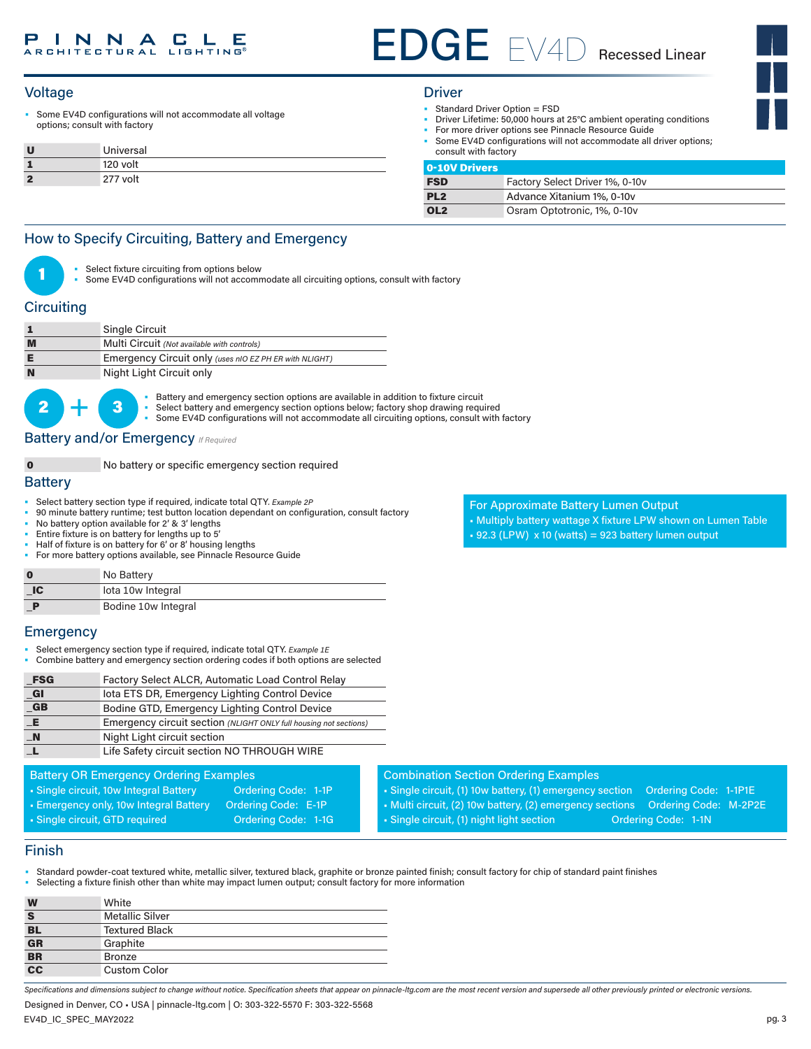# EDGE EV4D Recessed Linear

## Voltage

- Some EV4D configurations will not accommodate all voltage options; consult with factory

| | |
|---|---|
| **U** | Universal |
| **1** | 120 volt |
| **2** | 277 volt |

## Driver

- Standard Driver Option = FSD
- Driver Lifetime: 50,000 hours at 25°C ambient operating conditions
- For more driver options see Pinnacle Resource Guide
- Some EV4D configurations will not accommodate all driver options; consult with factory

| 0-10V Drivers | |
|---|---|
| **FSD** | Factory Select Driver 1%, 0-10v |
| **PL2** | Advance Xitanium 1%, 0-10v |
| **OL2** | Osram Optotronic, 1%, 0-10v |

## How to Specify Circuiting, Battery and Emergency

**1**

- Select fixture circuiting from options below
- Some EV4D configurations will not accommodate all circuiting options, consult with factory

## Circuiting

| | |
|---|---|
| **1** | Single Circuit |
| **M** | Multi Circuit *(Not available with controls)* |
| **E** | Emergency Circuit only *(uses nIO EZ PH ER with NLIGHT)* |
| **N** | Night Light Circuit only |

**2 + 3**

- Battery and emergency section options are available in addition to fixture circuit
- Select battery and emergency section options below; factory shop drawing required
- Some EV4D configurations will not accommodate all circuiting options, consult with factory

## Battery and/or Emergency *If Required*

| | |
|---|---|
| **0** | No battery or specific emergency section required |

## Battery

- Select battery section type if required, indicate total QTY. *Example 2P*
- 90 minute battery runtime; test button location dependant on configuration, consult factory
- No battery option available for 2' & 3' lengths
- Entire fixture is on battery for lengths up to 5'
- Half of fixture is on battery for 6' or 8' housing lengths
- For more battery options available, see Pinnacle Resource Guide

| | |
|---|---|
| **0** | No Battery |
| **_IC** | Iota 10w Integral |
| **_P** | Bodine 10w Integral |

**For Approximate Battery Lumen Output**

- Multiply battery wattage X fixture LPW shown on Lumen Table
- 92.3 (LPW) x 10 (watts) = 923 battery lumen output

## Emergency

- Select emergency section type if required, indicate total QTY. *Example 1E*
- Combine battery and emergency section ordering codes if both options are selected

| | |
|---|---|
| **_FSG** | Factory Select ALCR, Automatic Load Control Relay |
| **_GI** | Iota ETS DR, Emergency Lighting Control Device |
| **_GB** | Bodine GTD, Emergency Lighting Control Device |
| **_E** | Emergency circuit section *(NLIGHT ONLY full housing not sections)* |
| **_N** | Night Light circuit section |
| **_L** | Life Safety circuit section NO THROUGH WIRE |

**Battery OR Emergency Ordering Examples**

- Single circuit, 10w Integral Battery — Ordering Code: 1-1P
- Emergency only, 10w Integral Battery — Ordering Code: E-1P
- Single circuit, GTD required — Ordering Code: 1-1G

**Combination Section Ordering Examples**

- Single circuit, (1) 10w battery, (1) emergency section — Ordering Code: 1-1P1E
- Multi circuit, (2) 10w battery, (2) emergency sections — Ordering Code: M-2P2E
- Single circuit, (1) night light section — Ordering Code: 1-1N

## Finish

- Standard powder-coat textured white, metallic silver, textured black, graphite or bronze painted finish; consult factory for chip of standard paint finishes
- Selecting a fixture finish other than white may impact lumen output; consult factory for more information

| | |
|---|---|
| **W** | White |
| **S** | Metallic Silver |
| **BL** | Textured Black |
| **GR** | Graphite |
| **BR** | Bronze |
| **CC** | Custom Color |

*Specifications and dimensions subject to change without notice. Specification sheets that appear on pinnacle-ltg.com are the most recent version and supersede all other previously printed or electronic versions.*

Designed in Denver, CO • USA | pinnacle-ltg.com | O: 303-322-5570 F: 303-322-5568

EV4D_IC_SPEC_MAY2022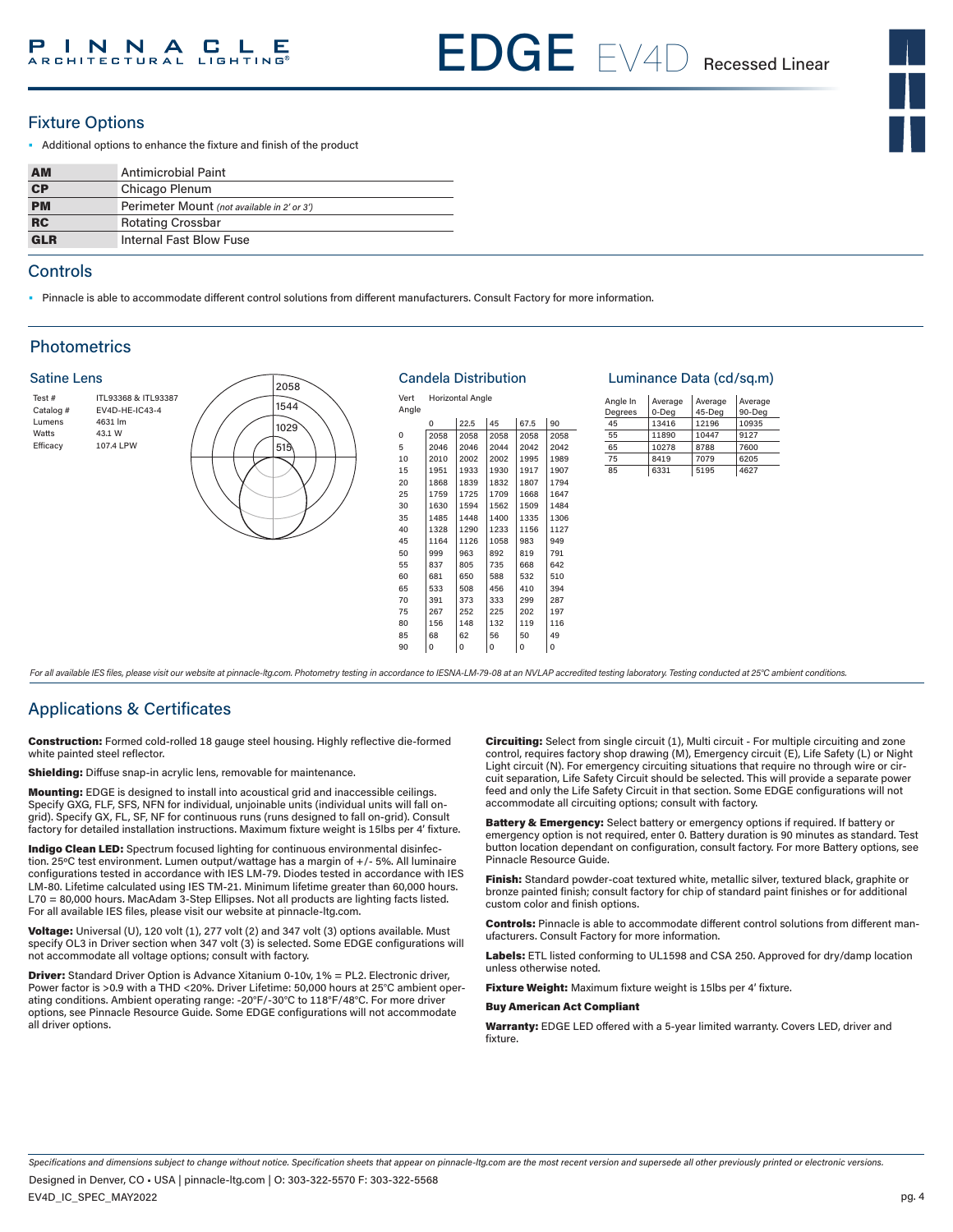# EDGE EV4D Recessed Linear

## Fixture Options

- Additional options to enhance the fixture and finish of the product

| | |
|---|---|
| **AM** | Antimicrobial Paint |
| **CP** | Chicago Plenum |
| **PM** | Perimeter Mount *(not available in 2' or 3')* |
| **RC** | Rotating Crossbar |
| **GLR** | Internal Fast Blow Fuse |

## Controls

- Pinnacle is able to accommodate different control solutions from different manufacturers. Consult Factory for more information.

## Photometrics

### Satine Lens

| | |
|---|---|
| Test # | ITL93368 & ITL93387 |
| Catalog # | EV4D-HE-IC43-4 |
| Lumens | 4631 lm |
| Watts | 43.1 W |
| Efficacy | 107.4 LPW |

2058
1544
1029
515

### Candela Distribution

| Vert Angle | Horizontal Angle 0 | 22.5 | 45 | 67.5 | 90 |
|---|---|---|---|---|---|
| 0 | 2058 | 2058 | 2058 | 2058 | 2058 |
| 5 | 2046 | 2046 | 2044 | 2042 | 2042 |
| 10 | 2010 | 2002 | 2002 | 1995 | 1989 |
| 15 | 1951 | 1933 | 1930 | 1917 | 1907 |
| 20 | 1868 | 1839 | 1832 | 1807 | 1794 |
| 25 | 1759 | 1725 | 1709 | 1668 | 1647 |
| 30 | 1630 | 1594 | 1562 | 1509 | 1484 |
| 35 | 1485 | 1448 | 1400 | 1335 | 1306 |
| 40 | 1328 | 1290 | 1233 | 1156 | 1127 |
| 45 | 1164 | 1126 | 1058 | 983 | 949 |
| 50 | 999 | 963 | 892 | 819 | 791 |
| 55 | 837 | 805 | 735 | 668 | 642 |
| 60 | 681 | 650 | 588 | 532 | 510 |
| 65 | 533 | 508 | 456 | 410 | 394 |
| 70 | 391 | 373 | 333 | 299 | 287 |
| 75 | 267 | 252 | 225 | 202 | 197 |
| 80 | 156 | 148 | 132 | 119 | 116 |
| 85 | 68 | 62 | 56 | 50 | 49 |
| 90 | 0 | 0 | 0 | 0 | 0 |

### Luminance Data (cd/sq.m)

| Angle In Degrees | Average 0-Deg | Average 45-Deg | Average 90-Deg |
|---|---|---|---|
| 45 | 13416 | 12196 | 10935 |
| 55 | 11890 | 10447 | 9127 |
| 65 | 10278 | 8788 | 7600 |
| 75 | 8419 | 7079 | 6205 |
| 85 | 6331 | 5195 | 4627 |

*For all available IES files, please visit our website at pinnacle-ltg.com. Photometry testing in accordance to IESNA-LM-79-08 at an NVLAP accredited testing laboratory. Testing conducted at 25°C ambient conditions.*

## Applications & Certificates

**Construction:** Formed cold-rolled 18 gauge steel housing. Highly reflective die-formed white painted steel reflector.

**Shielding:** Diffuse snap-in acrylic lens, removable for maintenance.

**Mounting:** EDGE is designed to install into acoustical grid and inaccessible ceilings. Specify GXG, FLF, SFS, NFN for individual, unjoinable units (individual units will fall on-grid). Specify GX, FL, SF, NF for continuous runs (runs designed to fall on-grid). Consult factory for detailed installation instructions. Maximum fixture weight is 15lbs per 4' fixture.

**Indigo Clean LED:** Spectrum focused lighting for continuous environmental disinfection. 25ºC test environment. Lumen output/wattage has a margin of +/- 5%. All luminaire configurations tested in accordance with IES LM-79. Diodes tested in accordance with IES LM-80. Lifetime calculated using IES TM-21. Minimum lifetime greater than 60,000 hours. L70 = 80,000 hours. MacAdam 3-Step Ellipses. Not all products are lighting facts listed. For all available IES files, please visit our website at pinnacle-ltg.com.

**Voltage:** Universal (U), 120 volt (1), 277 volt (2) and 347 volt (3) options available. Must specify OL3 in Driver section when 347 volt (3) is selected. Some EDGE configurations will not accommodate all voltage options; consult with factory.

**Driver:** Standard Driver Option is Advance Xitanium 0-10v, 1% = PL2. Electronic driver, Power factor is >0.9 with a THD <20%. Driver Lifetime: 50,000 hours at 25°C ambient operating conditions. Ambient operating range: -20°F/-30°C to 118°F/48°C. For more driver options, see Pinnacle Resource Guide. Some EDGE configurations will not accommodate all driver options.

**Circuiting:** Select from single circuit (1), Multi circuit - For multiple circuiting and zone control, requires factory shop drawing (M), Emergency circuit (E), Life Safety (L) or Night Light circuit (N). For emergency circuiting situations that require no through wire or circuit separation, Life Safety Circuit should be selected. This will provide a separate power feed and only the Life Safety Circuit in that section. Some EDGE configurations will not accommodate all circuiting options; consult with factory.

**Battery & Emergency:** Select battery or emergency options if required. If battery or emergency option is not required, enter 0. Battery duration is 90 minutes as standard. Test button location dependant on configuration, consult factory. For more Battery options, see Pinnacle Resource Guide.

**Finish:** Standard powder-coat textured white, metallic silver, textured black, graphite or bronze painted finish; consult factory for chip of standard paint finishes or for additional custom color and finish options.

**Controls:** Pinnacle is able to accommodate different control solutions from different manufacturers. Consult Factory for more information.

**Labels:** ETL listed conforming to UL1598 and CSA 250. Approved for dry/damp location unless otherwise noted.

**Fixture Weight:** Maximum fixture weight is 15lbs per 4' fixture.

**Buy American Act Compliant**

**Warranty:** EDGE LED offered with a 5-year limited warranty. Covers LED, driver and fixture.

*Specifications and dimensions subject to change without notice. Specification sheets that appear on pinnacle-ltg.com are the most recent version and supersede all other previously printed or electronic versions.*

Designed in Denver, CO • USA | pinnacle-ltg.com | O: 303-322-5570 F: 303-322-5568

EV4D_IC_SPEC_MAY2022